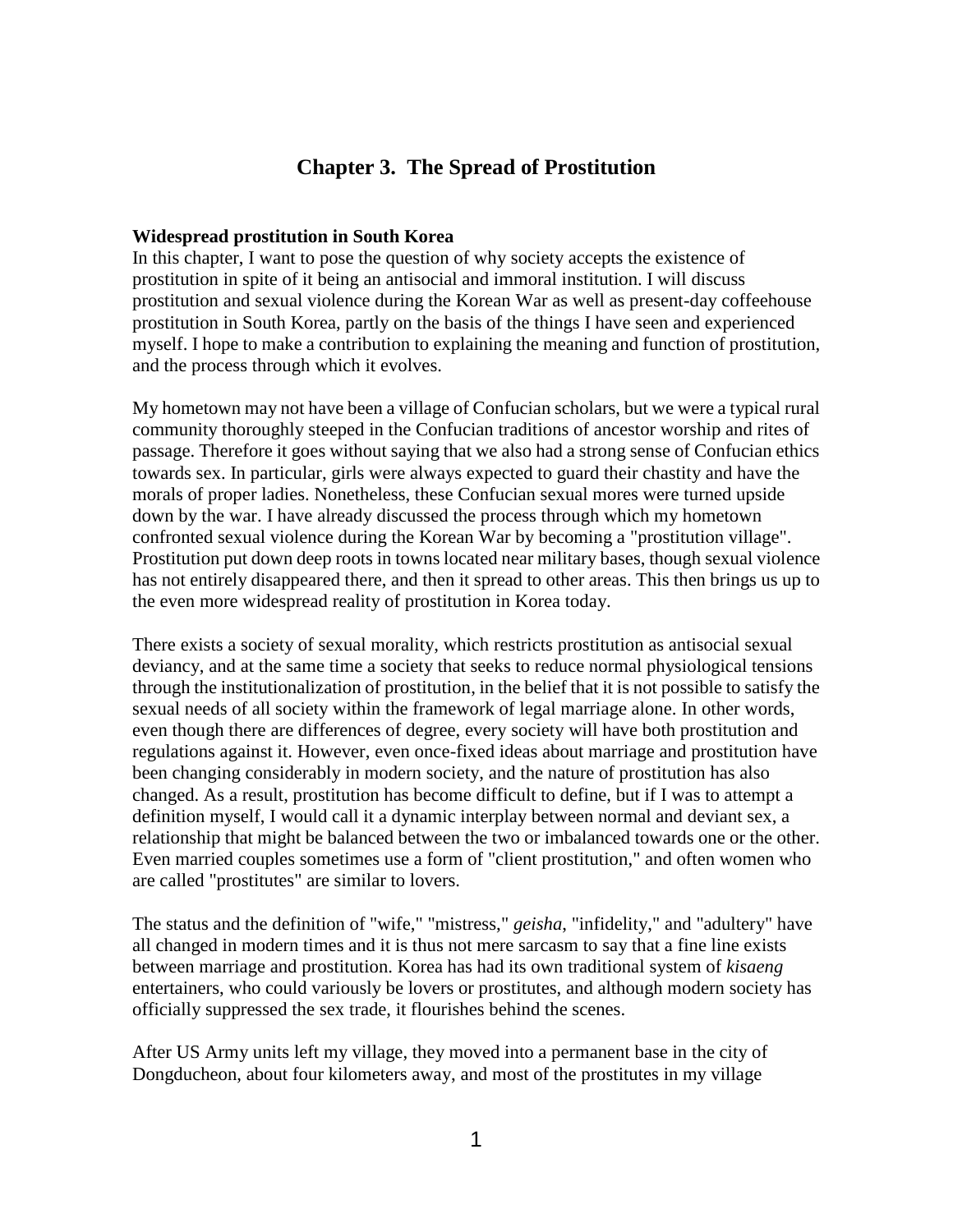# Chapter 3. The Spread of Prostitution

**Widespread prostitution in South Korea**

In this chapter, I want to pose the question of why society accepts the existence of prostitution in spite of it being an antisocial and immoral institution. I will discuss prostitution and sexual violence during the Korean War as well as present-day coffeehouse prostitution in South Korea, partly on the basis of the things I have seen and experienced myself. I hope to make a contribution to explaining the meaning and function of prostitution, and the process through which it evolves.

My hometown may not have been a village of Confucian scholars, but we were a typical rural community thoroughly steeped in the Confucian traditions of ancestor worship and rites of passage. Therefore it goes without saying that we also had a strong sense of Confucian ethics towards sex. In particular, girls were always expected to guard their chastity and have the morals of proper ladies. Nonetheless, these Confucian sexual mores were turned upside down by the war. I have already discussed the process through which my hometown confronted sexual violence during the Korean War by becoming a "prostitution village". Prostitution put down deep roots in towns located near military bases, though sexual violence has not entirely disappeared there, and then it spread to other areas. This then brings us up to the even more widespread reality of prostitution in Korea today.

There exists a society of sexual morality, which restricts prostitution as antisocial sexual deviancy, and at the same time a society that seeks to reduce normal physiological tensions through the institutionalization of prostitution, in the belief that it is not possible to satisfy the sexual needs of all society within the framework of legal marriage alone. In other words, even though there are differences of degree, every society will have both prostitution and regulations against it. However, even once-fixed ideas about marriage and prostitution have been changing considerably in modern society, and the nature of prostitution has also changed. As a result, prostitution has become difficult to define, but if I was to attempt a definition myself, I would call it a dynamic interplay between normal and deviant sex, a relationship that might be balanced between the two or imbalanced towards one or the other. Even married couples sometimes use a form of "client prostitution," and often women who are called "prostitutes" are similar to lovers.

The status and the definition of "wife," "mistress," *geisha*, "infidelity," and "adultery" have all changed in modern times and it is thus not mere sarcasm to say that a fine line exists between marriage and prostitution. Korea has had its own traditional system of *kisaeng* entertainers, who could variously be lovers or prostitutes, and although modern society has officially suppressed the sex trade, it flourishes behind the scenes.

After US Army units left my village, they moved into a permanent base in the city of Dongducheon, about four kilometers away, and most of the prostitutes in my village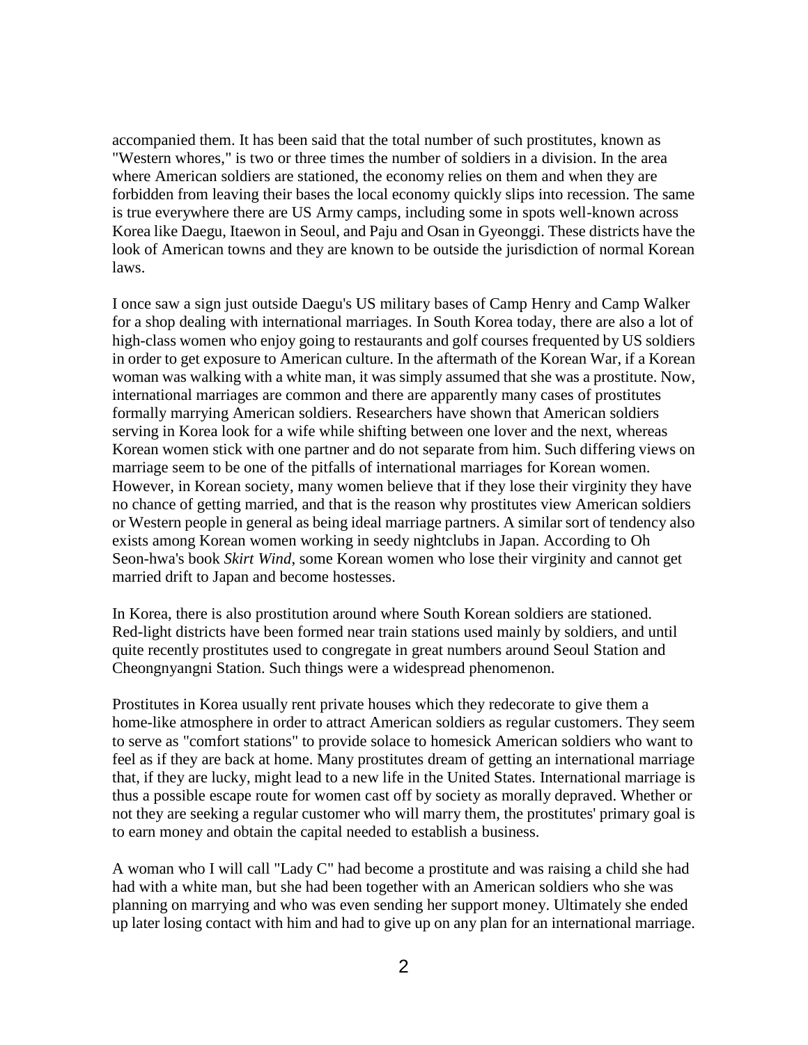accompanied them. It has been said that the total number of such prostitutes, known as "Western whores," is two or three times the number of soldiers in a division. In the area where American soldiers are stationed, the economy relies on them and when they are forbidden from leaving their bases the local economy quickly slips into recession. The same is true everywhere there are US Army camps, including some in spots well-known across Korea like Daegu, Itaewon in Seoul, and Paju and Osan in Gyeonggi. These districts have the look of American towns and they are known to be outside the jurisdiction of normal Korean laws.

I once saw a sign just outside Daegu's US military bases of Camp Henry and Camp Walker for a shop dealing with international marriages. In South Korea today, there are also a lot of high-class women who enjoy going to restaurants and golf courses frequented by US soldiers in order to get exposure to American culture. In the aftermath of the Korean War, if a Korean woman was walking with a white man, it was simply assumed that she was a prostitute. Now, international marriages are common and there are apparently many cases of prostitutes formally marrying American soldiers. Researchers have shown that American soldiers serving in Korea look for a wife while shifting between one lover and the next, whereas Korean women stick with one partner and do not separate from him. Such differing views on marriage seem to be one of the pitfalls of international marriages for Korean women. However, in Korean society, many women believe that if they lose their virginity they have no chance of getting married, and that is the reason why prostitutes view American soldiers or Western people in general as being ideal marriage partners. A similar sort of tendency also exists among Korean women working in seedy nightclubs in Japan. According to Oh Seon-hwa's book *Skirt Wind*, some Korean women who lose their virginity and cannot get married drift to Japan and become hostesses.

In Korea, there is also prostitution around where South Korean soldiers are stationed. Red-light districts have been formed near train stations used mainly by soldiers, and until quite recently prostitutes used to congregate in great numbers around Seoul Station and Cheongnyangni Station. Such things were a widespread phenomenon.

Prostitutes in Korea usually rent private houses which they redecorate to give them a home-like atmosphere in order to attract American soldiers as regular customers. They seem to serve as "comfort stations" to provide solace to homesick American soldiers who want to feel as if they are back at home. Many prostitutes dream of getting an international marriage that, if they are lucky, might lead to a new life in the United States. International marriage is thus a possible escape route for women cast off by society as morally depraved. Whether or not they are seeking a regular customer who will marry them, the prostitutes' primary goal is to earn money and obtain the capital needed to establish a business.

A woman who I will call "Lady C" had become a prostitute and was raising a child she had had with a white man, but she had been together with an American soldiers who she was planning on marrying and who was even sending her support money. Ultimately she ended up later losing contact with him and had to give up on any plan for an international marriage.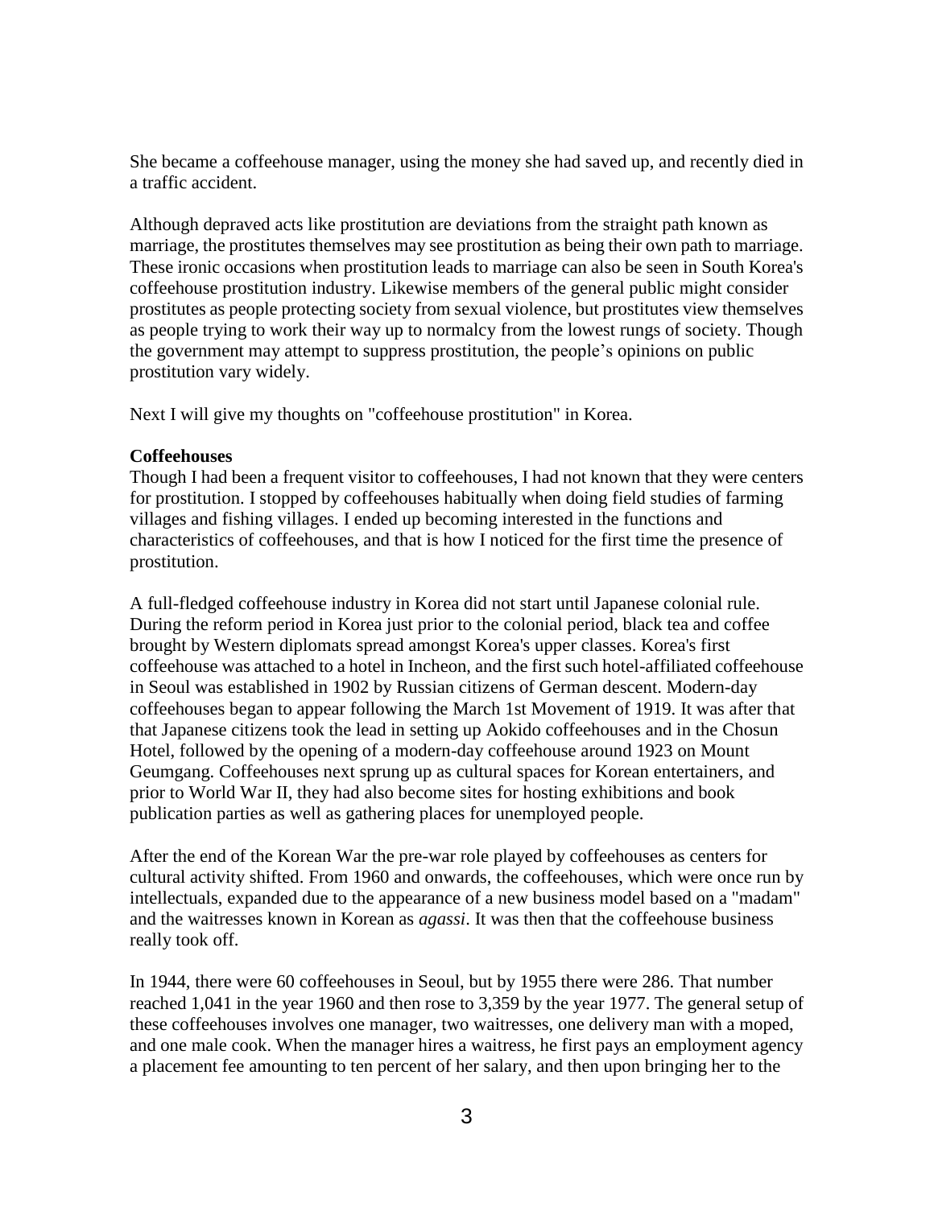She became a coffeehouse manager, using the money she had saved up, and recently died in a traffic accident.

Although depraved acts like prostitution are deviations from the straight path known as marriage, the prostitutes themselves may see prostitution as being their own path to marriage. These ironic occasions when prostitution leads to marriage can also be seen in South Korea's coffeehouse prostitution industry. Likewise members of the general public might consider prostitutes as people protecting society from sexual violence, but prostitutes view themselves as people trying to work their way up to normalcy from the lowest rungs of society. Though the government may attempt to suppress prostitution, the people's opinions on public prostitution vary widely.

Next I will give my thoughts on "coffeehouse prostitution" in Korea.

**Coffeehouses**

Though I had been a frequent visitor to coffeehouses, I had not known that they were centers for prostitution. I stopped by coffeehouses habitually when doing field studies of farming villages and fishing villages. I ended up becoming interested in the functions and characteristics of coffeehouses, and that is how I noticed for the first time the presence of prostitution.

A full-fledged coffeehouse industry in Korea did not start until Japanese colonial rule. During the reform period in Korea just prior to the colonial period, black tea and coffee brought by Western diplomats spread amongst Korea's upper classes. Korea's first coffeehouse was attached to a hotel in Incheon, and the first such hotel-affiliated coffeehouse in Seoul was established in 1902 by Russian citizens of German descent. Modern-day coffeehouses began to appear following the March 1st Movement of 1919. It was after that that Japanese citizens took the lead in setting up Aokido coffeehouses and in the Chosun Hotel, followed by the opening of a modern-day coffeehouse around 1923 on Mount Geumgang. Coffeehouses next sprung up as cultural spaces for Korean entertainers, and prior to World War II, they had also become sites for hosting exhibitions and book publication parties as well as gathering places for unemployed people.

After the end of the Korean War the pre-war role played by coffeehouses as centers for cultural activity shifted. From 1960 and onwards, the coffeehouses, which were once run by intellectuals, expanded due to the appearance of a new business model based on a "madam" and the waitresses known in Korean as *agassi*. It was then that the coffeehouse business really took off.

In 1944, there were 60 coffeehouses in Seoul, but by 1955 there were 286. That number reached 1,041 in the year 1960 and then rose to 3,359 by the year 1977. The general setup of these coffeehouses involves one manager, two waitresses, one delivery man with a moped, and one male cook. When the manager hires a waitress, he first pays an employment agency a placement fee amounting to ten percent of her salary, and then upon bringing her to the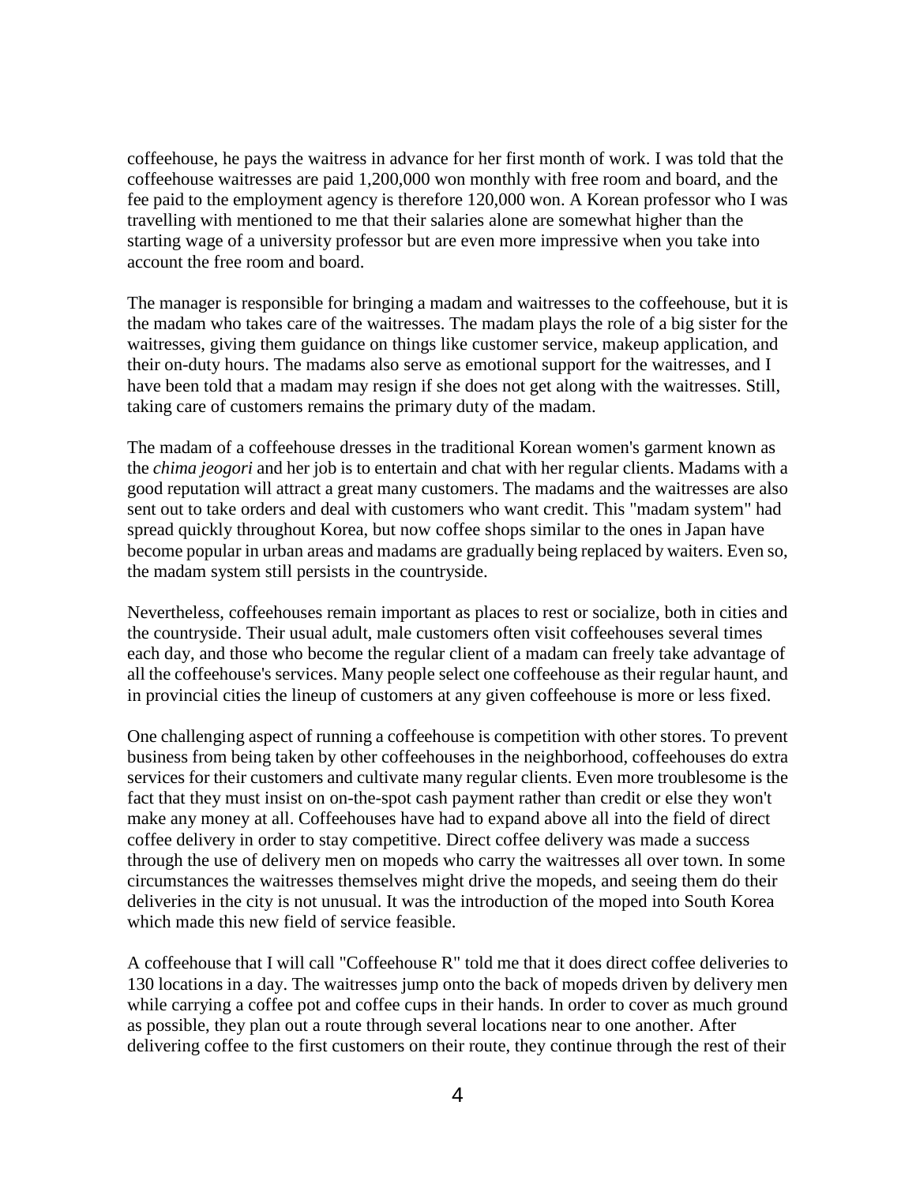coffeehouse, he pays the waitress in advance for her first month of work. I was told that the coffeehouse waitresses are paid 1,200,000 won monthly with free room and board, and the fee paid to the employment agency is therefore 120,000 won. A Korean professor who I was travelling with mentioned to me that their salaries alone are somewhat higher than the starting wage of a university professor but are even more impressive when you take into account the free room and board.

The manager is responsible for bringing a madam and waitresses to the coffeehouse, but it is the madam who takes care of the waitresses. The madam plays the role of a big sister for the waitresses, giving them guidance on things like customer service, makeup application, and their on-duty hours. The madams also serve as emotional support for the waitresses, and I have been told that a madam may resign if she does not get along with the waitresses. Still, taking care of customers remains the primary duty of the madam.

The madam of a coffeehouse dresses in the traditional Korean women's garment known as the *chima jeogori* and her job is to entertain and chat with her regular clients. Madams with a good reputation will attract a great many customers. The madams and the waitresses are also sent out to take orders and deal with customers who want credit. This "madam system" had spread quickly throughout Korea, but now coffee shops similar to the ones in Japan have become popular in urban areas and madams are gradually being replaced by waiters. Even so, the madam system still persists in the countryside.

Nevertheless, coffeehouses remain important as places to rest or socialize, both in cities and the countryside. Their usual adult, male customers often visit coffeehouses several times each day, and those who become the regular client of a madam can freely take advantage of all the coffeehouse's services. Many people select one coffeehouse as their regular haunt, and in provincial cities the lineup of customers at any given coffeehouse is more or less fixed.

One challenging aspect of running a coffeehouse is competition with other stores. To prevent business from being taken by other coffeehouses in the neighborhood, coffeehouses do extra services for their customers and cultivate many regular clients. Even more troublesome is the fact that they must insist on on-the-spot cash payment rather than credit or else they won't make any money at all. Coffeehouses have had to expand above all into the field of direct coffee delivery in order to stay competitive. Direct coffee delivery was made a success through the use of delivery men on mopeds who carry the waitresses all over town. In some circumstances the waitresses themselves might drive the mopeds, and seeing them do their deliveries in the city is not unusual. It was the introduction of the moped into South Korea which made this new field of service feasible.

A coffeehouse that I will call "Coffeehouse R" told me that it does direct coffee deliveries to 130 locations in a day. The waitresses jump onto the back of mopeds driven by delivery men while carrying a coffee pot and coffee cups in their hands. In order to cover as much ground as possible, they plan out a route through several locations near to one another. After delivering coffee to the first customers on their route, they continue through the rest of their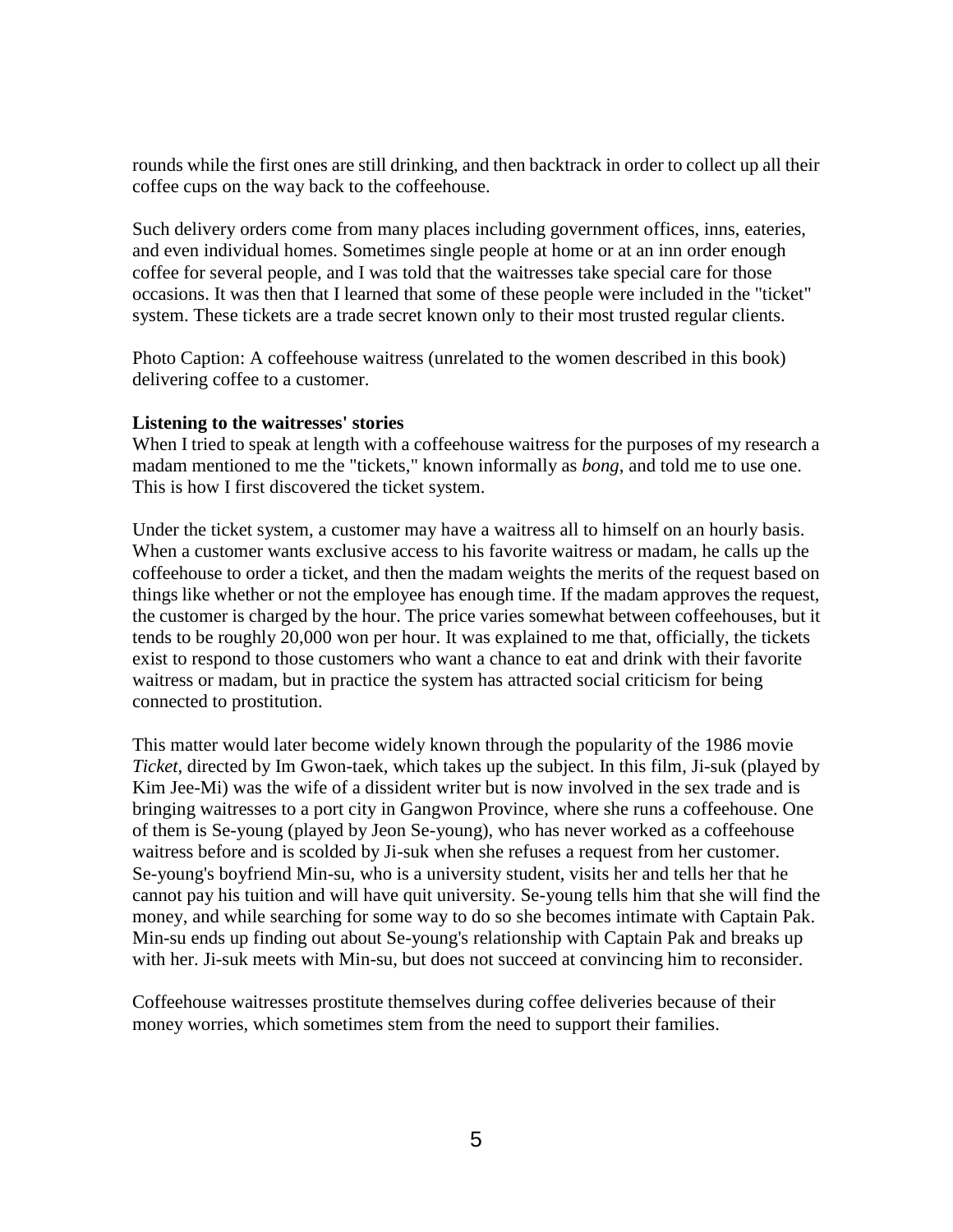rounds while the first ones are still drinking, and then backtrack in order to collect up all their coffee cups on the way back to the coffeehouse.

Such delivery orders come from many places including government offices, inns, eateries, and even individual homes. Sometimes single people at home or at an inn order enough coffee for several people, and I was told that the waitresses take special care for those occasions. It was then that I learned that some of these people were included in the "ticket" system. These tickets are a trade secret known only to their most trusted regular clients.

Photo Caption: A coffeehouse waitress (unrelated to the women described in this book) delivering coffee to a customer.

**Listening to the waitresses' stories**

When I tried to speak at length with a coffeehouse waitress for the purposes of my research a madam mentioned to me the "tickets," known informally as *bong*, and told me to use one. This is how I first discovered the ticket system.

Under the ticket system, a customer may have a waitress all to himself on an hourly basis. When a customer wants exclusive access to his favorite waitress or madam, he calls up the coffeehouse to order a ticket, and then the madam weights the merits of the request based on things like whether or not the employee has enough time. If the madam approves the request, the customer is charged by the hour. The price varies somewhat between coffeehouses, but it tends to be roughly 20,000 won per hour. It was explained to me that, officially, the tickets exist to respond to those customers who want a chance to eat and drink with their favorite waitress or madam, but in practice the system has attracted social criticism for being connected to prostitution.

This matter would later become widely known through the popularity of the 1986 movie *Ticket*, directed by Im Gwon-taek, which takes up the subject. In this film, Ji-suk (played by Kim Jee-Mi) was the wife of a dissident writer but is now involved in the sex trade and is bringing waitresses to a port city in Gangwon Province, where she runs a coffeehouse. One of them is Se-young (played by Jeon Se-young), who has never worked as a coffeehouse waitress before and is scolded by Ji-suk when she refuses a request from her customer. Se-young's boyfriend Min-su, who is a university student, visits her and tells her that he cannot pay his tuition and will have quit university. Se-young tells him that she will find the money, and while searching for some way to do so she becomes intimate with Captain Pak. Min-su ends up finding out about Se-young's relationship with Captain Pak and breaks up with her. Ji-suk meets with Min-su, but does not succeed at convincing him to reconsider.

Coffeehouse waitresses prostitute themselves during coffee deliveries because of their money worries, which sometimes stem from the need to support their families.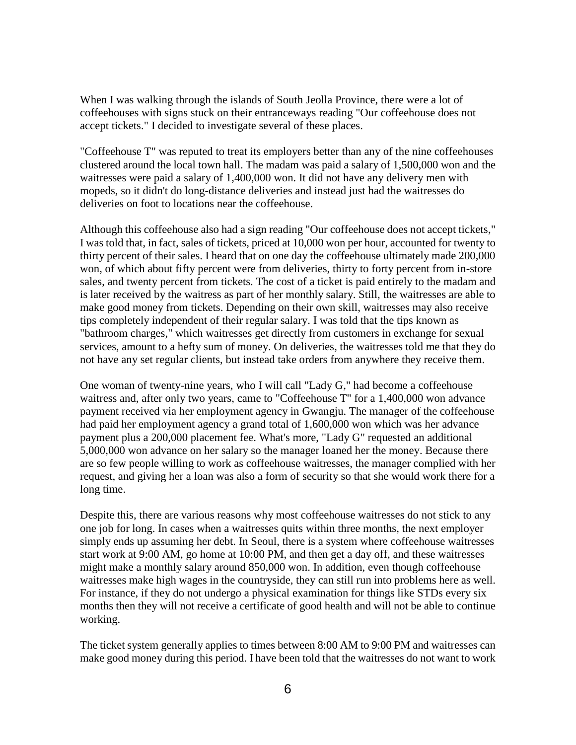When I was walking through the islands of South Jeolla Province, there were a lot of coffeehouses with signs stuck on their entranceways reading "Our coffeehouse does not accept tickets." I decided to investigate several of these places.

"Coffeehouse T" was reputed to treat its employers better than any of the nine coffeehouses clustered around the local town hall. The madam was paid a salary of 1,500,000 won and the waitresses were paid a salary of 1,400,000 won. It did not have any delivery men with mopeds, so it didn't do long-distance deliveries and instead just had the waitresses do deliveries on foot to locations near the coffeehouse.

Although this coffeehouse also had a sign reading "Our coffeehouse does not accept tickets," I was told that, in fact, sales of tickets, priced at 10,000 won per hour, accounted for twenty to thirty percent of their sales. I heard that on one day the coffeehouse ultimately made 200,000 won, of which about fifty percent were from deliveries, thirty to forty percent from in-store sales, and twenty percent from tickets. The cost of a ticket is paid entirely to the madam and is later received by the waitress as part of her monthly salary. Still, the waitresses are able to make good money from tickets. Depending on their own skill, waitresses may also receive tips completely independent of their regular salary. I was told that the tips known as "bathroom charges," which waitresses get directly from customers in exchange for sexual services, amount to a hefty sum of money. On deliveries, the waitresses told me that they do not have any set regular clients, but instead take orders from anywhere they receive them.

One woman of twenty-nine years, who I will call "Lady G," had become a coffeehouse waitress and, after only two years, came to "Coffeehouse T" for a 1,400,000 won advance payment received via her employment agency in Gwangju. The manager of the coffeehouse had paid her employment agency a grand total of 1,600,000 won which was her advance payment plus a 200,000 placement fee. What's more, "Lady G" requested an additional 5,000,000 won advance on her salary so the manager loaned her the money. Because there are so few people willing to work as coffeehouse waitresses, the manager complied with her request, and giving her a loan was also a form of security so that she would work there for a long time.

Despite this, there are various reasons why most coffeehouse waitresses do not stick to any one job for long. In cases when a waitresses quits within three months, the next employer simply ends up assuming her debt. In Seoul, there is a system where coffeehouse waitresses start work at 9:00 AM, go home at 10:00 PM, and then get a day off, and these waitresses might make a monthly salary around 850,000 won. In addition, even though coffeehouse waitresses make high wages in the countryside, they can still run into problems here as well. For instance, if they do not undergo a physical examination for things like STDs every six months then they will not receive a certificate of good health and will not be able to continue working.

The ticket system generally applies to times between 8:00 AM to 9:00 PM and waitresses can make good money during this period. I have been told that the waitresses do not want to work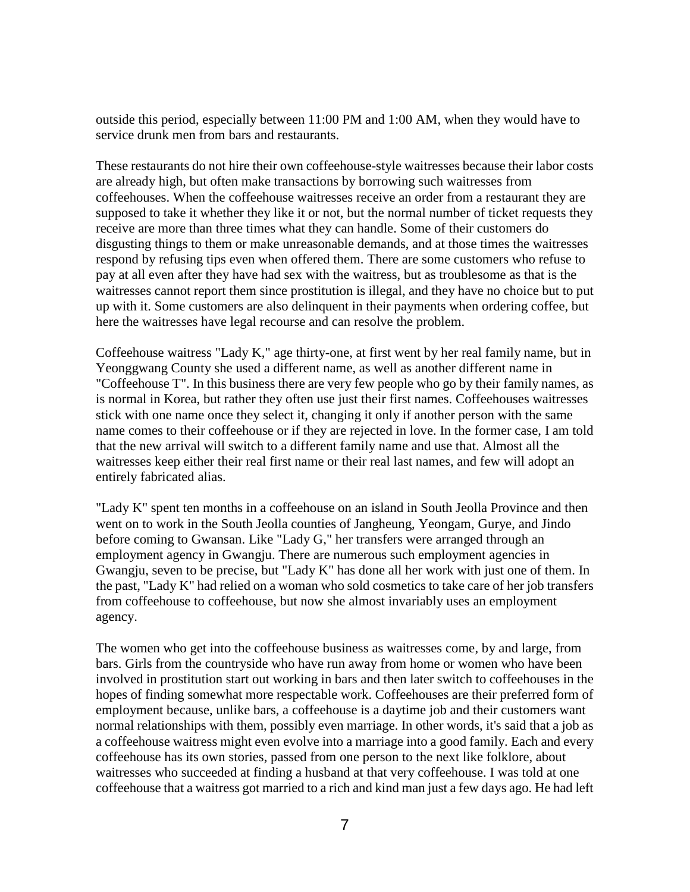outside this period, especially between 11:00 PM and 1:00 AM, when they would have to service drunk men from bars and restaurants.

These restaurants do not hire their own coffeehouse-style waitresses because their labor costs are already high, but often make transactions by borrowing such waitresses from coffeehouses. When the coffeehouse waitresses receive an order from a restaurant they are supposed to take it whether they like it or not, but the normal number of ticket requests they receive are more than three times what they can handle. Some of their customers do disgusting things to them or make unreasonable demands, and at those times the waitresses respond by refusing tips even when offered them. There are some customers who refuse to pay at all even after they have had sex with the waitress, but as troublesome as that is the waitresses cannot report them since prostitution is illegal, and they have no choice but to put up with it. Some customers are also delinquent in their payments when ordering coffee, but here the waitresses have legal recourse and can resolve the problem.

Coffeehouse waitress "Lady K," age thirty-one, at first went by her real family name, but in Yeonggwang County she used a different name, as well as another different name in "Coffeehouse T". In this business there are very few people who go by their family names, as is normal in Korea, but rather they often use just their first names. Coffeehouses waitresses stick with one name once they select it, changing it only if another person with the same name comes to their coffeehouse or if they are rejected in love. In the former case, I am told that the new arrival will switch to a different family name and use that. Almost all the waitresses keep either their real first name or their real last names, and few will adopt an entirely fabricated alias.

"Lady K" spent ten months in a coffeehouse on an island in South Jeolla Province and then went on to work in the South Jeolla counties of Jangheung, Yeongam, Gurye, and Jindo before coming to Gwansan. Like "Lady G," her transfers were arranged through an employment agency in Gwangju. There are numerous such employment agencies in Gwangju, seven to be precise, but "Lady K" has done all her work with just one of them. In the past, "Lady K" had relied on a woman who sold cosmetics to take care of her job transfers from coffeehouse to coffeehouse, but now she almost invariably uses an employment agency.

The women who get into the coffeehouse business as waitresses come, by and large, from bars. Girls from the countryside who have run away from home or women who have been involved in prostitution start out working in bars and then later switch to coffeehouses in the hopes of finding somewhat more respectable work. Coffeehouses are their preferred form of employment because, unlike bars, a coffeehouse is a daytime job and their customers want normal relationships with them, possibly even marriage. In other words, it's said that a job as a coffeehouse waitress might even evolve into a marriage into a good family. Each and every coffeehouse has its own stories, passed from one person to the next like folklore, about waitresses who succeeded at finding a husband at that very coffeehouse. I was told at one coffeehouse that a waitress got married to a rich and kind man just a few days ago. He had left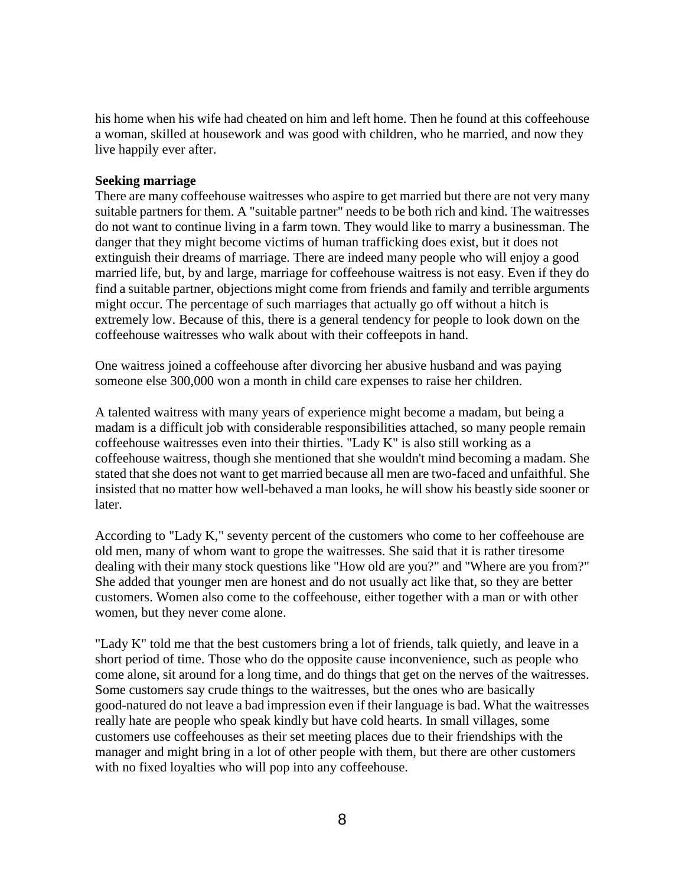his home when his wife had cheated on him and left home. Then he found at this coffeehouse a woman, skilled at housework and was good with children, who he married, and now they live happily ever after.

**Seeking marriage**

There are many coffeehouse waitresses who aspire to get married but there are not very many suitable partners for them. A "suitable partner" needs to be both rich and kind. The waitresses do not want to continue living in a farm town. They would like to marry a businessman. The danger that they might become victims of human trafficking does exist, but it does not extinguish their dreams of marriage. There are indeed many people who will enjoy a good married life, but, by and large, marriage for coffeehouse waitress is not easy. Even if they do find a suitable partner, objections might come from friends and family and terrible arguments might occur. The percentage of such marriages that actually go off without a hitch is extremely low. Because of this, there is a general tendency for people to look down on the coffeehouse waitresses who walk about with their coffeepots in hand.

One waitress joined a coffeehouse after divorcing her abusive husband and was paying someone else 300,000 won a month in child care expenses to raise her children.

A talented waitress with many years of experience might become a madam, but being a madam is a difficult job with considerable responsibilities attached, so many people remain coffeehouse waitresses even into their thirties. "Lady K" is also still working as a coffeehouse waitress, though she mentioned that she wouldn't mind becoming a madam. She stated that she does not want to get married because all men are two-faced and unfaithful. She insisted that no matter how well-behaved a man looks, he will show his beastly side sooner or later.

According to "Lady K," seventy percent of the customers who come to her coffeehouse are old men, many of whom want to grope the waitresses. She said that it is rather tiresome dealing with their many stock questions like "How old are you?" and "Where are you from?" She added that younger men are honest and do not usually act like that, so they are better customers. Women also come to the coffeehouse, either together with a man or with other women, but they never come alone.

"Lady K" told me that the best customers bring a lot of friends, talk quietly, and leave in a short period of time. Those who do the opposite cause inconvenience, such as people who come alone, sit around for a long time, and do things that get on the nerves of the waitresses. Some customers say crude things to the waitresses, but the ones who are basically good-natured do not leave a bad impression even if their language is bad. What the waitresses really hate are people who speak kindly but have cold hearts. In small villages, some customers use coffeehouses as their set meeting places due to their friendships with the manager and might bring in a lot of other people with them, but there are other customers with no fixed loyalties who will pop into any coffeehouse.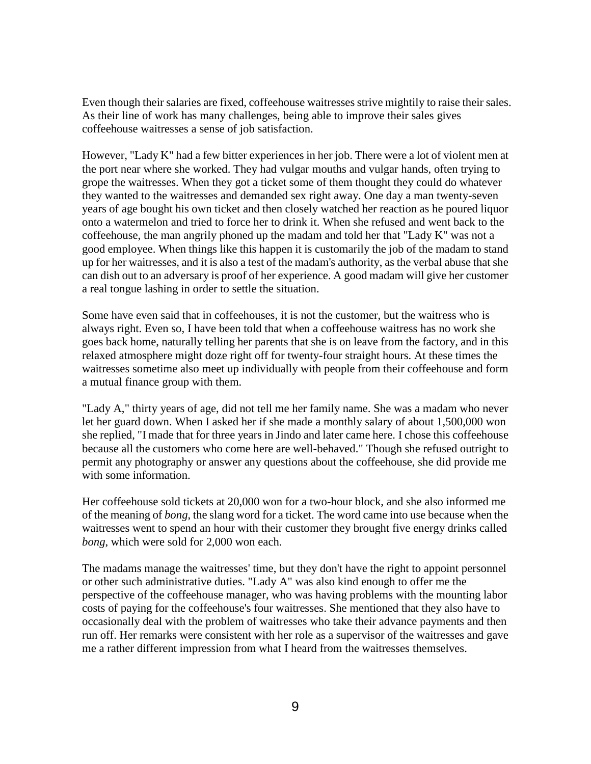Even though their salaries are fixed, coffeehouse waitresses strive mightily to raise their sales. As their line of work has many challenges, being able to improve their sales gives coffeehouse waitresses a sense of job satisfaction.

However, "Lady K" had a few bitter experiences in her job. There were a lot of violent men at the port near where she worked. They had vulgar mouths and vulgar hands, often trying to grope the waitresses. When they got a ticket some of them thought they could do whatever they wanted to the waitresses and demanded sex right away. One day a man twenty-seven years of age bought his own ticket and then closely watched her reaction as he poured liquor onto a watermelon and tried to force her to drink it. When she refused and went back to the coffeehouse, the man angrily phoned up the madam and told her that "Lady K" was not a good employee. When things like this happen it is customarily the job of the madam to stand up for her waitresses, and it is also a test of the madam's authority, as the verbal abuse that she can dish out to an adversary is proof of her experience. A good madam will give her customer a real tongue lashing in order to settle the situation.

Some have even said that in coffeehouses, it is not the customer, but the waitress who is always right. Even so, I have been told that when a coffeehouse waitress has no work she goes back home, naturally telling her parents that she is on leave from the factory, and in this relaxed atmosphere might doze right off for twenty-four straight hours. At these times the waitresses sometime also meet up individually with people from their coffeehouse and form a mutual finance group with them.

"Lady A," thirty years of age, did not tell me her family name. She was a madam who never let her guard down. When I asked her if she made a monthly salary of about 1,500,000 won she replied, "I made that for three years in Jindo and later came here. I chose this coffeehouse because all the customers who come here are well-behaved." Though she refused outright to permit any photography or answer any questions about the coffeehouse, she did provide me with some information.

Her coffeehouse sold tickets at 20,000 won for a two-hour block, and she also informed me of the meaning of *bong*, the slang word for a ticket. The word came into use because when the waitresses went to spend an hour with their customer they brought five energy drinks called *bong*, which were sold for 2,000 won each.

The madams manage the waitresses' time, but they don't have the right to appoint personnel or other such administrative duties. "Lady A" was also kind enough to offer me the perspective of the coffeehouse manager, who was having problems with the mounting labor costs of paying for the coffeehouse's four waitresses. She mentioned that they also have to occasionally deal with the problem of waitresses who take their advance payments and then run off. Her remarks were consistent with her role as a supervisor of the waitresses and gave me a rather different impression from what I heard from the waitresses themselves.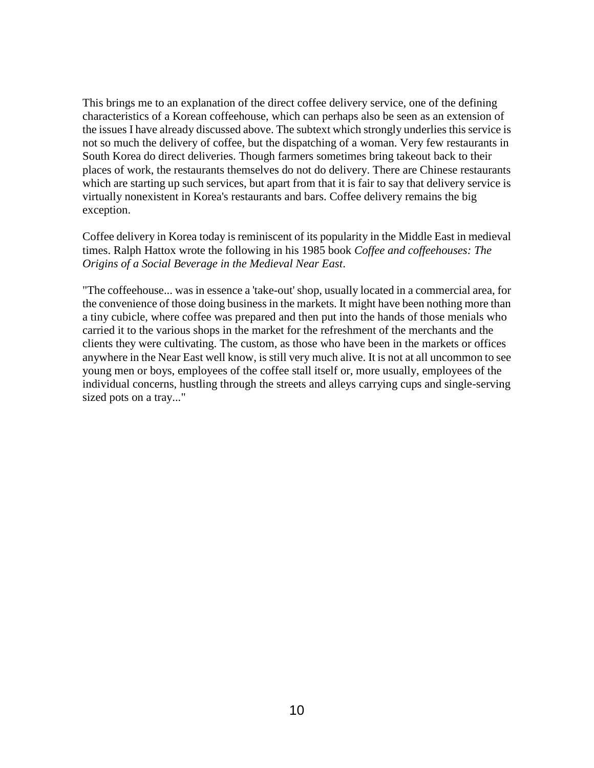This brings me to an explanation of the direct coffee delivery service, one of the defining characteristics of a Korean coffeehouse, which can perhaps also be seen as an extension of the issues I have already discussed above. The subtext which strongly underlies this service is not so much the delivery of coffee, but the dispatching of a woman. Very few restaurants in South Korea do direct deliveries. Though farmers sometimes bring takeout back to their places of work, the restaurants themselves do not do delivery. There are Chinese restaurants which are starting up such services, but apart from that it is fair to say that delivery service is virtually nonexistent in Korea's restaurants and bars. Coffee delivery remains the big exception.

Coffee delivery in Korea today is reminiscent of its popularity in the Middle East in medieval times. Ralph Hattox wrote the following in his 1985 book *Coffee and coffeehouses: The Origins of a Social Beverage in the Medieval Near East*.

"The coffeehouse... was in essence a 'take-out' shop, usually located in a commercial area, for the convenience of those doing business in the markets. It might have been nothing more than a tiny cubicle, where coffee was prepared and then put into the hands of those menials who carried it to the various shops in the market for the refreshment of the merchants and the clients they were cultivating. The custom, as those who have been in the markets or offices anywhere in the Near East well know, is still very much alive. It is not at all uncommon to see young men or boys, employees of the coffee stall itself or, more usually, employees of the individual concerns, hustling through the streets and alleys carrying cups and single-serving sized pots on a tray..."